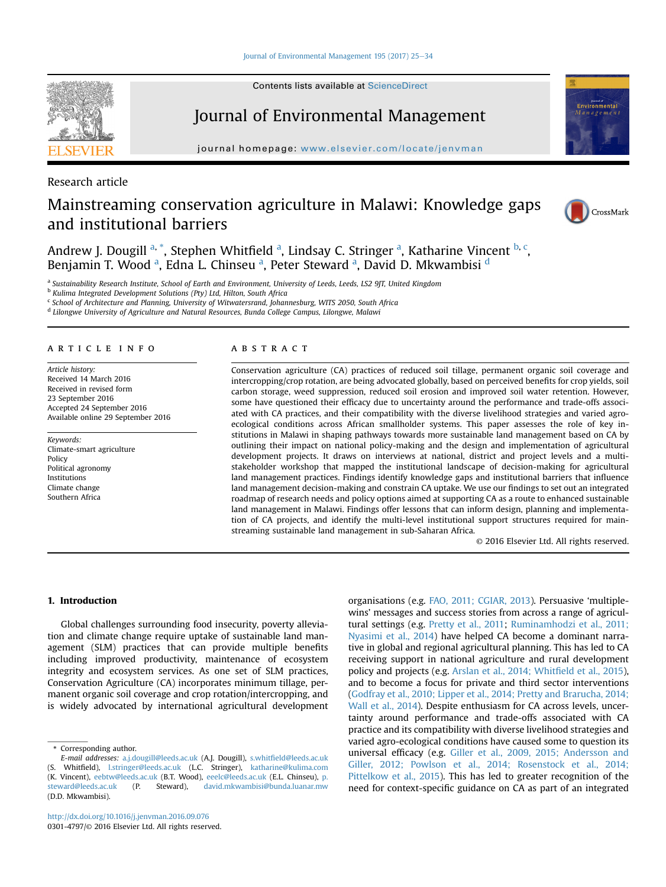Research article

# Mainstreaming conservation agriculture in Malawi: Knowledge gaps and institutional barriers

Andrew J. Dougill [a, *], Stephen Whitfield [a], Lindsay C. Stringer [a], Katharine Vincent [b, c], Benjamin T. Wood [a], Edna L. Chinseu [a], Peter Steward [a], David D. Mkwambisi [d]

[a] Sustainability Research Institute, School of Earth and Environment, University of Leeds, Leeds, LS2 9JT, United Kingdom
[b] Kulima Integrated Development Solutions (Pty) Ltd, Hilton, South Africa
[c] School of Architecture and Planning, University of Witwatersrand, Johannesburg, WITS 2050, South Africa
[d] Lilongwe University of Agriculture and Natural Resources, Bunda College Campus, Lilongwe, Malawi

**ARTICLE INFO**

*Article history:*
Received 14 March 2016
Received in revised form
23 September 2016
Accepted 24 September 2016
Available online 29 September 2016

*Keywords:*
Climate-smart agriculture
Policy
Political agronomy
Institutions
Climate change
Southern Africa

**ABSTRACT**

Conservation agriculture (CA) practices of reduced soil tillage, permanent organic soil coverage and intercropping/crop rotation, are being advocated globally, based on perceived benefits for crop yields, soil carbon storage, weed suppression, reduced soil erosion and improved soil water retention. However, some have questioned their efficacy due to uncertainty around the performance and trade-offs associated with CA practices, and their compatibility with the diverse livelihood strategies and varied agro-ecological conditions across African smallholder systems. This paper assesses the role of key institutions in Malawi in shaping pathways towards more sustainable land management based on CA by outlining their impact on national policy-making and the design and implementation of agricultural development projects. It draws on interviews at national, district and project levels and a multi-stakeholder workshop that mapped the institutional landscape of decision-making for agricultural land management practices. Findings identify knowledge gaps and institutional barriers that influence land management decision-making and constrain CA uptake. We use our findings to set out an integrated roadmap of research needs and policy options aimed at supporting CA as a route to enhanced sustainable land management in Malawi. Findings offer lessons that can inform design, planning and implementation of CA projects, and identify the multi-level institutional support structures required for mainstreaming sustainable land management in sub-Saharan Africa.

© 2016 Elsevier Ltd. All rights reserved.

## 1. Introduction

Global challenges surrounding food insecurity, poverty alleviation and climate change require uptake of sustainable land management (SLM) practices that can provide multiple benefits including improved productivity, maintenance of ecosystem integrity and ecosystem services. As one set of SLM practices, Conservation Agriculture (CA) incorporates minimum tillage, permanent organic soil coverage and crop rotation/intercropping, and is widely advocated by international agricultural development organisations (e.g. FAO, 2011; CGIAR, 2013). Persuasive 'multiple-wins' messages and success stories from across a range of agricultural settings (e.g. Pretty et al., 2011; Ruminamhodzi et al., 2011; Nyasimi et al., 2014) have helped CA become a dominant narrative in global and regional agricultural planning. This has led to CA receiving support in national agriculture and rural development policy and projects (e.g. Arslan et al., 2014; Whitfield et al., 2015), and to become a focus for private and third sector interventions (Godfray et al., 2010; Lipper et al., 2014; Pretty and Bharucha, 2014; Wall et al., 2014). Despite enthusiasm for CA across levels, uncertainty around performance and trade-offs associated with CA practice and its compatibility with diverse livelihood strategies and varied agro-ecological conditions have caused some to question its universal efficacy (e.g. Giller et al., 2009, 2015; Andersson and Giller, 2012; Powlson et al., 2014; Rosenstock et al., 2014; Pittelkow et al., 2015). This has led to greater recognition of the need for context-specific guidance on CA as part of an integrated

\* Corresponding author.
*E-mail addresses:* a.j.dougill@leeds.ac.uk (A.J. Dougill), s.whitfield@leeds.ac.uk (S. Whitfield), l.stringer@leeds.ac.uk (L.C. Stringer), katharine@kulima.com (K. Vincent), eebtw@leeds.ac.uk (B.T. Wood), eeelc@leeds.ac.uk (E.L. Chinseu), p.steward@leeds.ac.uk (P. Steward), david.mkwambisi@bunda.luanar.mw (D.D. Mkwambisi).

http://dx.doi.org/10.1016/j.jenvman.2016.09.076
0301-4797/© 2016 Elsevier Ltd. All rights reserved.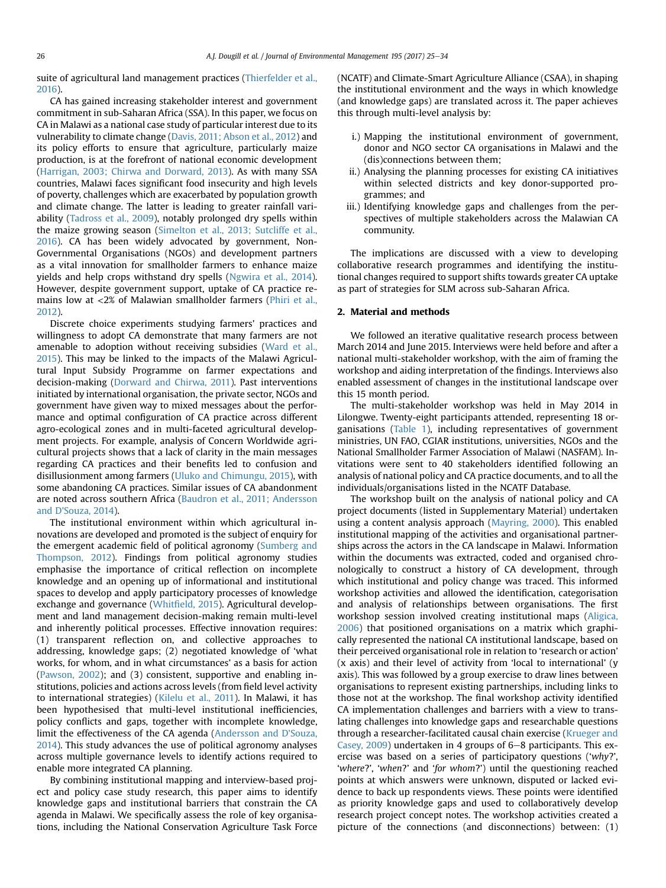suite of agricultural land management practices (Thierfelder et al., 2016).

CA has gained increasing stakeholder interest and government commitment in sub-Saharan Africa (SSA). In this paper, we focus on CA in Malawi as a national case study of particular interest due to its vulnerability to climate change (Davis, 2011; Abson et al., 2012) and its policy efforts to ensure that agriculture, particularly maize production, is at the forefront of national economic development (Harrigan, 2003; Chirwa and Dorward, 2013). As with many SSA countries, Malawi faces significant food insecurity and high levels of poverty, challenges which are exacerbated by population growth and climate change. The latter is leading to greater rainfall variability (Tadross et al., 2009), notably prolonged dry spells within the maize growing season (Simelton et al., 2013; Sutcliffe et al., 2016). CA has been widely advocated by government, Non-Governmental Organisations (NGOs) and development partners as a vital innovation for smallholder farmers to enhance maize yields and help crops withstand dry spells (Ngwira et al., 2014). However, despite government support, uptake of CA practice remains low at <2% of Malawian smallholder farmers (Phiri et al., 2012).

Discrete choice experiments studying farmers' practices and willingness to adopt CA demonstrate that many farmers are not amenable to adoption without receiving subsidies (Ward et al., 2015). This may be linked to the impacts of the Malawi Agricultural Input Subsidy Programme on farmer expectations and decision-making (Dorward and Chirwa, 2011). Past interventions initiated by international organisation, the private sector, NGOs and government have given way to mixed messages about the performance and optimal configuration of CA practice across different agro-ecological zones and in multi-faceted agricultural development projects. For example, analysis of Concern Worldwide agricultural projects shows that a lack of clarity in the main messages regarding CA practices and their benefits led to confusion and disillusionment among farmers (Uluko and Chimungu, 2015), with some abandoning CA practices. Similar issues of CA abandonment are noted across southern Africa (Baudron et al., 2011; Andersson and D'Souza, 2014).

The institutional environment within which agricultural innovations are developed and promoted is the subject of enquiry for the emergent academic field of political agronomy (Sumberg and Thompson, 2012). Findings from political agronomy studies emphasise the importance of critical reflection on incomplete knowledge and an opening up of informational and institutional spaces to develop and apply participatory processes of knowledge exchange and governance (Whitfield, 2015). Agricultural development and land management decision-making remain multi-level and inherently political processes. Effective innovation requires: (1) transparent reflection on, and collective approaches to addressing, knowledge gaps; (2) negotiated knowledge of 'what works, for whom, and in what circumstances' as a basis for action (Pawson, 2002); and (3) consistent, supportive and enabling institutions, policies and actions across levels (from field level activity to international strategies) (Kilelu et al., 2011). In Malawi, it has been hypothesised that multi-level institutional inefficiencies, policy conflicts and gaps, together with incomplete knowledge, limit the effectiveness of the CA agenda (Andersson and D'Souza, 2014). This study advances the use of political agronomy analyses across multiple governance levels to identify actions required to enable more integrated CA planning.

By combining institutional mapping and interview-based project and policy case study research, this paper aims to identify knowledge gaps and institutional barriers that constrain the CA agenda in Malawi. We specifically assess the role of key organisations, including the National Conservation Agriculture Task Force (NCATF) and Climate-Smart Agriculture Alliance (CSAA), in shaping the institutional environment and the ways in which knowledge (and knowledge gaps) are translated across it. The paper achieves this through multi-level analysis by:

i.) Mapping the institutional environment of government, donor and NGO sector CA organisations in Malawi and the (dis)connections between them;
ii.) Analysing the planning processes for existing CA initiatives within selected districts and key donor-supported programmes; and
iii.) Identifying knowledge gaps and challenges from the perspectives of multiple stakeholders across the Malawian CA community.

The implications are discussed with a view to developing collaborative research programmes and identifying the institutional changes required to support shifts towards greater CA uptake as part of strategies for SLM across sub-Saharan Africa.

## 2. Material and methods

We followed an iterative qualitative research process between March 2014 and June 2015. Interviews were held before and after a national multi-stakeholder workshop, with the aim of framing the workshop and aiding interpretation of the findings. Interviews also enabled assessment of changes in the institutional landscape over this 15 month period.

The multi-stakeholder workshop was held in May 2014 in Lilongwe. Twenty-eight participants attended, representing 18 organisations (Table 1), including representatives of government ministries, UN FAO, CGIAR institutions, universities, NGOs and the National Smallholder Farmer Association of Malawi (NASFAM). Invitations were sent to 40 stakeholders identified following an analysis of national policy and CA practice documents, and to all the individuals/organisations listed in the NCATF Database.

The workshop built on the analysis of national policy and CA project documents (listed in Supplementary Material) undertaken using a content analysis approach (Mayring, 2000). This enabled institutional mapping of the activities and organisational partnerships across the actors in the CA landscape in Malawi. Information within the documents was extracted, coded and organised chronologically to construct a history of CA development, through which institutional and policy change was traced. This informed workshop activities and allowed the identification, categorisation and analysis of relationships between organisations. The first workshop session involved creating institutional maps (Aligica, 2006) that positioned organisations on a matrix which graphically represented the national CA institutional landscape, based on their perceived organisational role in relation to 'research or action' (x axis) and their level of activity from 'local to international' (y axis). This was followed by a group exercise to draw lines between organisations to represent existing partnerships, including links to those not at the workshop. The final workshop activity identified CA implementation challenges and barriers with a view to translating challenges into knowledge gaps and researchable questions through a researcher-facilitated causal chain exercise (Krueger and Casey, 2009) undertaken in 4 groups of 6–8 participants. This exercise was based on a series of participatory questions ('*why*?', '*where*?', '*when*?' and '*for whom*?') until the questioning reached points at which answers were unknown, disputed or lacked evidence to back up respondents views. These points were identified as priority knowledge gaps and used to collaboratively develop research project concept notes. The workshop activities created a picture of the connections (and disconnections) between: (1)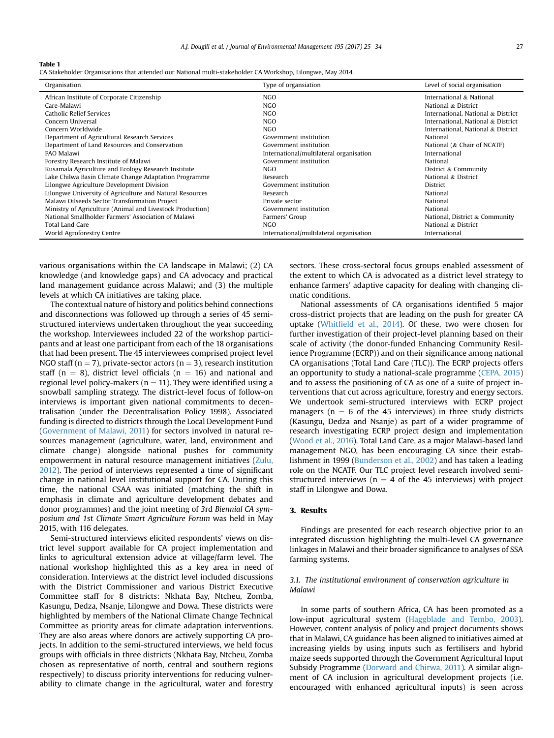**Table 1**
CA Stakeholder Organisations that attended our National multi-stakeholder CA Workshop, Lilongwe, May 2014.

| Organisation | Type of organisation | Level of social organisation |
|---|---|---|
| African Institute of Corporate Citizenship | NGO | International & National |
| Care-Malawi | NGO | National & District |
| Catholic Relief Services | NGO | International, National & District |
| Concern Universal | NGO | International, National & District |
| Concern Worldwide | NGO | International, National & District |
| Department of Agricultural Research Services | Government institution | National |
| Department of Land Resources and Conservation | Government institution | National (& Chair of NCATF) |
| FAO Malawi | International/multilateral organisation | International |
| Forestry Research Institute of Malawi | Government institution | National |
| Kusamala Agriculture and Ecology Research Institute | NGO | District & Community |
| Lake Chilwa Basin Climate Change Adaptation Programme | Research | National & District |
| Lilongwe Agriculture Development Division | Government institution | District |
| Lilongwe University of Agriculture and Natural Resources | Research | National |
| Malawi Oilseeds Sector Transformation Project | Private sector | National |
| Ministry of Agriculture (Animal and Livestock Production) | Government institution | National |
| National Smallholder Farmers' Association of Malawi | Farmers' Group | National, District & Community |
| Total Land Care | NGO | National & District |
| World Agroforestry Centre | International/multilateral organisation | International |

various organisations within the CA landscape in Malawi; (2) CA knowledge (and knowledge gaps) and CA advocacy and practical land management guidance across Malawi; and (3) the multiple levels at which CA initiatives are taking place.

The contextual nature of history and politics behind connections and disconnections was followed up through a series of 45 semi-structured interviews undertaken throughout the year succeeding the workshop. Interviewees included 22 of the workshop participants and at least one participant from each of the 18 organisations that had been present. The 45 interviewees comprised project level NGO staff ($n = 7$), private-sector actors ($n = 3$), research institution staff ($n = 8$), district level officials ($n = 16$) and national and regional level policy-makers ($n = 11$). They were identified using a snowball sampling strategy. The district-level focus of follow-on interviews is important given national commitments to decentralisation (under the Decentralisation Policy 1998). Associated funding is directed to districts through the Local Development Fund (Government of Malawi, 2011) for sectors involved in natural resources management (agriculture, water, land, environment and climate change) alongside national pushes for community empowerment in natural resource management initiatives (Zulu, 2012). The period of interviews represented a time of significant change in national level institutional support for CA. During this time, the national CSAA was initiated (matching the shift in emphasis in climate and agriculture development debates and donor programmes) and the joint meeting of 3rd *Biennial CA symposium and* 1st *Climate Smart Agriculture Forum* was held in May 2015, with 116 delegates.

Semi-structured interviews elicited respondents' views on district level support available for CA project implementation and links to agricultural extension advice at village/farm level. The national workshop highlighted this as a key area in need of consideration. Interviews at the district level included discussions with the District Commissioner and various District Executive Committee staff for 8 districts: Nkhata Bay, Ntcheu, Zomba, Kasungu, Dedza, Nsanje, Lilongwe and Dowa. These districts were highlighted by members of the National Climate Change Technical Committee as priority areas for climate adaptation interventions. They are also areas where donors are actively supporting CA projects. In addition to the semi-structured interviews, we held focus groups with officials in three districts (Nkhata Bay, Ntcheu, Zomba chosen as representative of north, central and southern regions respectively) to discuss priority interventions for reducing vulnerability to climate change in the agricultural, water and forestry sectors. These cross-sectoral focus groups enabled assessment of the extent to which CA is advocated as a district level strategy to enhance farmers' adaptive capacity for dealing with changing climatic conditions.

National assessments of CA organisations identified 5 major cross-district projects that are leading on the push for greater CA uptake (Whitfield et al., 2014). Of these, two were chosen for further investigation of their project-level planning based on their scale of activity (the donor-funded Enhancing Community Resilience Programme (ECRP)) and on their significance among national CA organisations (Total Land Care (TLC)). The ECRP projects offers an opportunity to study a national-scale programme (CEPA, 2015) and to assess the positioning of CA as one of a suite of project interventions that cut across agriculture, forestry and energy sectors. We undertook semi-structured interviews with ECRP project managers ($n = 6$ of the 45 interviews) in three study districts (Kasungu, Dedza and Nsanje) as part of a wider programme of research investigating ECRP project design and implementation (Wood et al., 2016). Total Land Care, as a major Malawi-based land management NGO, has been encouraging CA since their establishment in 1999 (Bunderson et al., 2002) and has taken a leading role on the NCATF. Our TLC project level research involved semi-structured interviews ($n = 4$ of the 45 interviews) with project staff in Lilongwe and Dowa.

## 3. Results

Findings are presented for each research objective prior to an integrated discussion highlighting the multi-level CA governance linkages in Malawi and their broader significance to analyses of SSA farming systems.

### 3.1. The institutional environment of conservation agriculture in Malawi

In some parts of southern Africa, CA has been promoted as a low-input agricultural system (Haggblade and Tembo, 2003). However, content analysis of policy and project documents shows that in Malawi, CA guidance has been aligned to initiatives aimed at increasing yields by using inputs such as fertilisers and hybrid maize seeds supported through the Government Agricultural Input Subsidy Programme (Dorward and Chirwa, 2011). A similar alignment of CA inclusion in agricultural development projects (i.e. encouraged with enhanced agricultural inputs) is seen across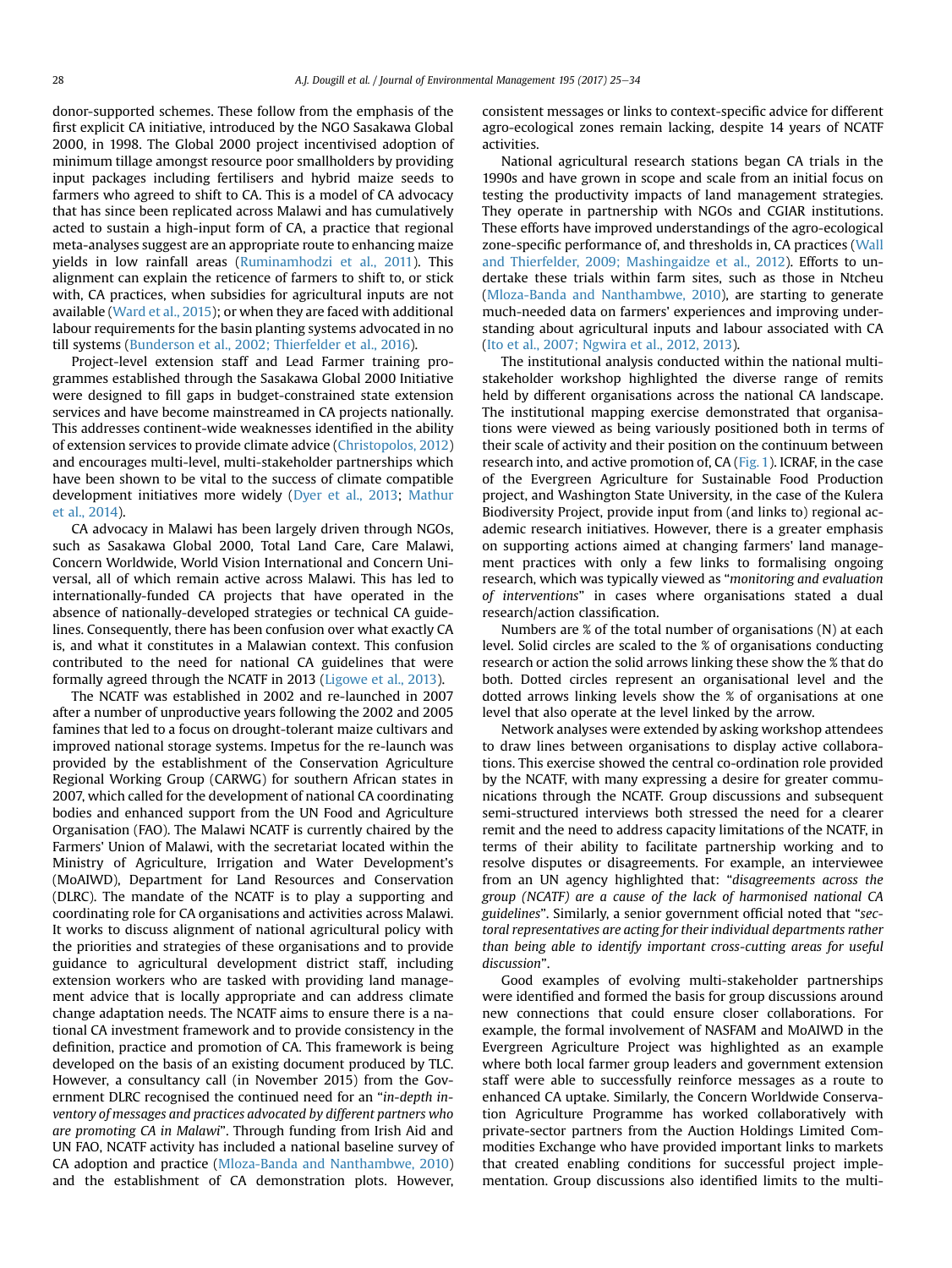donor-supported schemes. These follow from the emphasis of the first explicit CA initiative, introduced by the NGO Sasakawa Global 2000, in 1998. The Global 2000 project incentivised adoption of minimum tillage amongst resource poor smallholders by providing input packages including fertilisers and hybrid maize seeds to farmers who agreed to shift to CA. This is a model of CA advocacy that has since been replicated across Malawi and has cumulatively acted to sustain a high-input form of CA, a practice that regional meta-analyses suggest are an appropriate route to enhancing maize yields in low rainfall areas (Ruminamhodzi et al., 2011). This alignment can explain the reticence of farmers to shift to, or stick with, CA practices, when subsidies for agricultural inputs are not available (Ward et al., 2015); or when they are faced with additional labour requirements for the basin planting systems advocated in no till systems (Bunderson et al., 2002; Thierfelder et al., 2016).

Project-level extension staff and Lead Farmer training programmes established through the Sasakawa Global 2000 Initiative were designed to fill gaps in budget-constrained state extension services and have become mainstreamed in CA projects nationally. This addresses continent-wide weaknesses identified in the ability of extension services to provide climate advice (Christopolos, 2012) and encourages multi-level, multi-stakeholder partnerships which have been shown to be vital to the success of climate compatible development initiatives more widely (Dyer et al., 2013; Mathur et al., 2014).

CA advocacy in Malawi has been largely driven through NGOs, such as Sasakawa Global 2000, Total Land Care, Care Malawi, Concern Worldwide, World Vision International and Concern Universal, all of which remain active across Malawi. This has led to internationally-funded CA projects that have operated in the absence of nationally-developed strategies or technical CA guidelines. Consequently, there has been confusion over what exactly CA is, and what it constitutes in a Malawian context. This confusion contributed to the need for national CA guidelines that were formally agreed through the NCATF in 2013 (Ligowe et al., 2013).

The NCATF was established in 2002 and re-launched in 2007 after a number of unproductive years following the 2002 and 2005 famines that led to a focus on drought-tolerant maize cultivars and improved national storage systems. Impetus for the re-launch was provided by the establishment of the Conservation Agriculture Regional Working Group (CARWG) for southern African states in 2007, which called for the development of national CA coordinating bodies and enhanced support from the UN Food and Agriculture Organisation (FAO). The Malawi NCATF is currently chaired by the Farmers' Union of Malawi, with the secretariat located within the Ministry of Agriculture, Irrigation and Water Development's (MoAIWD), Department for Land Resources and Conservation (DLRC). The mandate of the NCATF is to play a supporting and coordinating role for CA organisations and activities across Malawi. It works to discuss alignment of national agricultural policy with the priorities and strategies of these organisations and to provide guidance to agricultural development district staff, including extension workers who are tasked with providing land management advice that is locally appropriate and can address climate change adaptation needs. The NCATF aims to ensure there is a national CA investment framework and to provide consistency in the definition, practice and promotion of CA. This framework is being developed on the basis of an existing document produced by TLC. However, a consultancy call (in November 2015) from the Government DLRC recognised the continued need for an "*in-depth inventory of messages and practices advocated by different partners who are promoting CA in Malawi*". Through funding from Irish Aid and UN FAO, NCATF activity has included a national baseline survey of CA adoption and practice (Mloza-Banda and Nanthambwe, 2010) and the establishment of CA demonstration plots. However, consistent messages or links to context-specific advice for different agro-ecological zones remain lacking, despite 14 years of NCATF activities.

National agricultural research stations began CA trials in the 1990s and have grown in scope and scale from an initial focus on testing the productivity impacts of land management strategies. They operate in partnership with NGOs and CGIAR institutions. These efforts have improved understandings of the agro-ecological zone-specific performance of, and thresholds in, CA practices (Wall and Thierfelder, 2009; Mashingaidze et al., 2012). Efforts to undertake these trials within farm sites, such as those in Ntcheu (Mloza-Banda and Nanthambwe, 2010), are starting to generate much-needed data on farmers' experiences and improving understanding about agricultural inputs and labour associated with CA (Ito et al., 2007; Ngwira et al., 2012, 2013).

The institutional analysis conducted within the national multi-stakeholder workshop highlighted the diverse range of remits held by different organisations across the national CA landscape. The institutional mapping exercise demonstrated that organisations were viewed as being variously positioned both in terms of their scale of activity and their position on the continuum between research into, and active promotion of, CA (Fig. 1). ICRAF, in the case of the Evergreen Agriculture for Sustainable Food Production project, and Washington State University, in the case of the Kulera Biodiversity Project, provide input from (and links to) regional academic research initiatives. However, there is a greater emphasis on supporting actions aimed at changing farmers' land management practices with only a few links to formalising ongoing research, which was typically viewed as "*monitoring and evaluation of interventions*" in cases where organisations stated a dual research/action classification.

Numbers are % of the total number of organisations (N) at each level. Solid circles are scaled to the % of organisations conducting research or action the solid arrows linking these show the % that do both. Dotted circles represent an organisational level and the dotted arrows linking levels show the % of organisations at one level that also operate at the level linked by the arrow.

Network analyses were extended by asking workshop attendees to draw lines between organisations to display active collaborations. This exercise showed the central co-ordination role provided by the NCATF, with many expressing a desire for greater communications through the NCATF. Group discussions and subsequent semi-structured interviews both stressed the need for a clearer remit and the need to address capacity limitations of the NCATF, in terms of their ability to facilitate partnership working and to resolve disputes or disagreements. For example, an interviewee from an UN agency highlighted that: "*disagreements across the group (NCATF) are a cause of the lack of harmonised national CA guidelines*". Similarly, a senior government official noted that "*sectoral representatives are acting for their individual departments rather than being able to identify important cross-cutting areas for useful discussion*".

Good examples of evolving multi-stakeholder partnerships were identified and formed the basis for group discussions around new connections that could ensure closer collaborations. For example, the formal involvement of NASFAM and MoAIWD in the Evergreen Agriculture Project was highlighted as an example where both local farmer group leaders and government extension staff were able to successfully reinforce messages as a route to enhanced CA uptake. Similarly, the Concern Worldwide Conservation Agriculture Programme has worked collaboratively with private-sector partners from the Auction Holdings Limited Commodities Exchange who have provided important links to markets that created enabling conditions for successful project implementation. Group discussions also identified limits to the multi-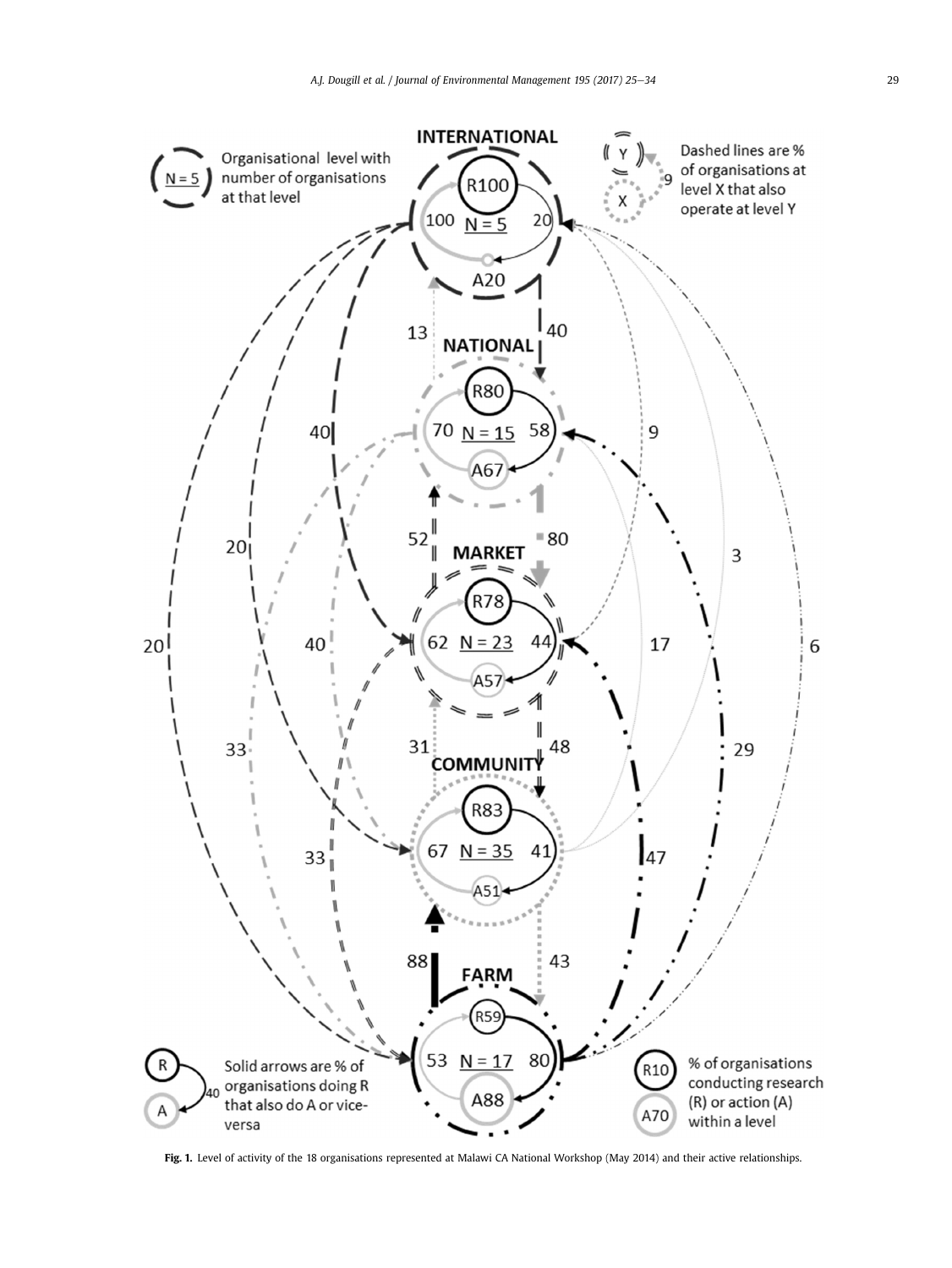**Fig. 1.** Level of activity of the 18 organisations represented at Malawi CA National Workshop (May 2014) and their active relationships.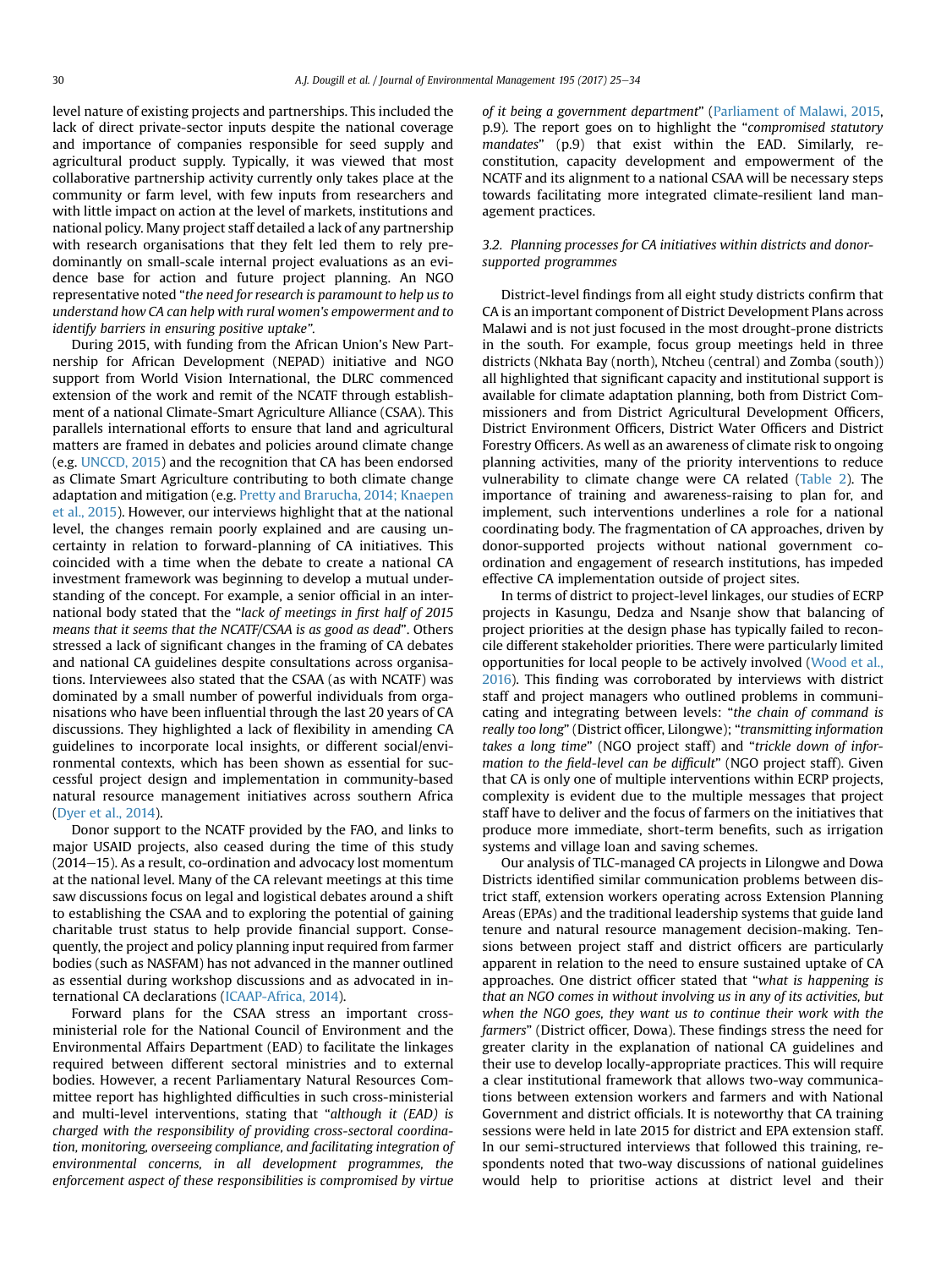level nature of existing projects and partnerships. This included the lack of direct private-sector inputs despite the national coverage and importance of companies responsible for seed supply and agricultural product supply. Typically, it was viewed that most collaborative partnership activity currently only takes place at the community or farm level, with few inputs from researchers and with little impact on action at the level of markets, institutions and national policy. Many project staff detailed a lack of any partnership with research organisations that they felt led them to rely predominantly on small-scale internal project evaluations as an evidence base for action and future project planning. An NGO representative noted "*the need for research is paramount to help us to understand how CA can help with rural women's empowerment and to identify barriers in ensuring positive uptake*".

During 2015, with funding from the African Union's New Partnership for African Development (NEPAD) initiative and NGO support from World Vision International, the DLRC commenced extension of the work and remit of the NCATF through establishment of a national Climate-Smart Agriculture Alliance (CSAA). This parallels international efforts to ensure that land and agricultural matters are framed in debates and policies around climate change (e.g. UNCCD, 2015) and the recognition that CA has been endorsed as Climate Smart Agriculture contributing to both climate change adaptation and mitigation (e.g. Pretty and Brarucha, 2014; Knaepen et al., 2015). However, our interviews highlight that at the national level, the changes remain poorly explained and are causing uncertainty in relation to forward-planning of CA initiatives. This coincided with a time when the debate to create a national CA investment framework was beginning to develop a mutual understanding of the concept. For example, a senior official in an international body stated that the "*lack of meetings in first half of 2015 means that it seems that the NCATF/CSAA is as good as dead*". Others stressed a lack of significant changes in the framing of CA debates and national CA guidelines despite consultations across organisations. Interviewees also stated that the CSAA (as with NCATF) was dominated by a small number of powerful individuals from organisations who have been influential through the last 20 years of CA discussions. They highlighted a lack of flexibility in amending CA guidelines to incorporate local insights, or different social/environmental contexts, which has been shown as essential for successful project design and implementation in community-based natural resource management initiatives across southern Africa (Dyer et al., 2014).

Donor support to the NCATF provided by the FAO, and links to major USAID projects, also ceased during the time of this study (2014–15). As a result, co-ordination and advocacy lost momentum at the national level. Many of the CA relevant meetings at this time saw discussions focus on legal and logistical debates around a shift to establishing the CSAA and to exploring the potential of gaining charitable trust status to help provide financial support. Consequently, the project and policy planning input required from farmer bodies (such as NASFAM) has not advanced in the manner outlined as essential during workshop discussions and as advocated in international CA declarations (ICAAP-Africa, 2014).

Forward plans for the CSAA stress an important cross-ministerial role for the National Council of Environment and the Environmental Affairs Department (EAD) to facilitate the linkages required between different sectoral ministries and to external bodies. However, a recent Parliamentary Natural Resources Committee report has highlighted difficulties in such cross-ministerial and multi-level interventions, stating that "*although it (EAD) is charged with the responsibility of providing cross-sectoral coordination, monitoring, overseeing compliance, and facilitating integration of environmental concerns, in all development programmes, the enforcement aspect of these responsibilities is compromised by virtue of it being a government department*" (Parliament of Malawi, 2015, p.9). The report goes on to highlight the "*compromised statutory mandates*" (p.9) that exist within the EAD. Similarly, reconstitution, capacity development and empowerment of the NCATF and its alignment to a national CSAA will be necessary steps towards facilitating more integrated climate-resilient land management practices.

### 3.2. Planning processes for CA initiatives within districts and donor-supported programmes

District-level findings from all eight study districts confirm that CA is an important component of District Development Plans across Malawi and is not just focused in the most drought-prone districts in the south. For example, focus group meetings held in three districts (Nkhata Bay (north), Ntcheu (central) and Zomba (south)) all highlighted that significant capacity and institutional support is available for climate adaptation planning, both from District Commissioners and from District Agricultural Development Officers, District Environment Officers, District Water Officers and District Forestry Officers. As well as an awareness of climate risk to ongoing planning activities, many of the priority interventions to reduce vulnerability to climate change were CA related (Table 2). The importance of training and awareness-raising to plan for, and implement, such interventions underlines a role for a national coordinating body. The fragmentation of CA approaches, driven by donor-supported projects without national government coordination and engagement of research institutions, has impeded effective CA implementation outside of project sites.

In terms of district to project-level linkages, our studies of ECRP projects in Kasungu, Dedza and Nsanje show that balancing of project priorities at the design phase has typically failed to reconcile different stakeholder priorities. There were particularly limited opportunities for local people to be actively involved (Wood et al., 2016). This finding was corroborated by interviews with district staff and project managers who outlined problems in communicating and integrating between levels: "*the chain of command is really too long*" (District officer, Lilongwe); "*transmitting information takes a long time*" (NGO project staff) and "*trickle down of information to the field-level can be difficult*" (NGO project staff). Given that CA is only one of multiple interventions within ECRP projects, complexity is evident due to the multiple messages that project staff have to deliver and the focus of farmers on the initiatives that produce more immediate, short-term benefits, such as irrigation systems and village loan and saving schemes.

Our analysis of TLC-managed CA projects in Lilongwe and Dowa Districts identified similar communication problems between district staff, extension workers operating across Extension Planning Areas (EPAs) and the traditional leadership systems that guide land tenure and natural resource management decision-making. Tensions between project staff and district officers are particularly apparent in relation to the need to ensure sustained uptake of CA approaches. One district officer stated that "*what is happening is that an NGO comes in without involving us in any of its activities, but when the NGO goes, they want us to continue their work with the farmers*" (District officer, Dowa). These findings stress the need for greater clarity in the explanation of national CA guidelines and their use to develop locally-appropriate practices. This will require a clear institutional framework that allows two-way communications between extension workers and farmers and with National Government and district officials. It is noteworthy that CA training sessions were held in late 2015 for district and EPA extension staff. In our semi-structured interviews that followed this training, respondents noted that two-way discussions of national guidelines would help to prioritise actions at district level and their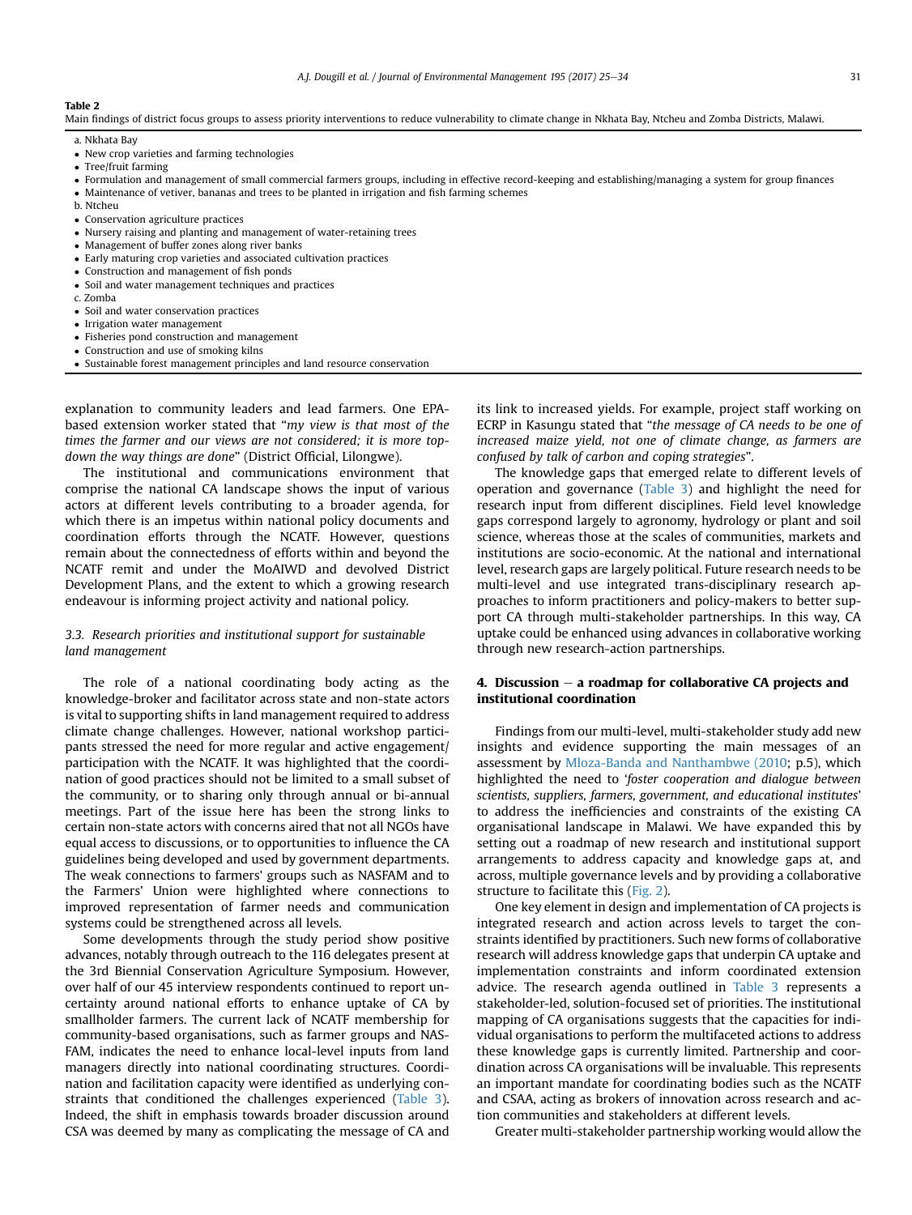**Table 2**
Main findings of district focus groups to assess priority interventions to reduce vulnerability to climate change in Nkhata Bay, Ntcheu and Zomba Districts, Malawi.

a. Nkhata Bay

- New crop varieties and farming technologies
- Tree/fruit farming
- Formulation and management of small commercial farmers groups, including in effective record-keeping and establishing/managing a system for group finances
- Maintenance of vetiver, bananas and trees to be planted in irrigation and fish farming schemes

b. Ntcheu

- Conservation agriculture practices
- Nursery raising and planting and management of water-retaining trees
- Management of buffer zones along river banks
- Early maturing crop varieties and associated cultivation practices
- Construction and management of fish ponds
- Soil and water management techniques and practices

c. Zomba

- Soil and water conservation practices
- Irrigation water management
- Fisheries pond construction and management
- Construction and use of smoking kilns
- Sustainable forest management principles and land resource conservation

explanation to community leaders and lead farmers. One EPA-based extension worker stated that "*my view is that most of the times the farmer and our views are not considered; it is more top-down the way things are done*" (District Official, Lilongwe).

The institutional and communications environment that comprise the national CA landscape shows the input of various actors at different levels contributing to a broader agenda, for which there is an impetus within national policy documents and coordination efforts through the NCATF. However, questions remain about the connectedness of efforts within and beyond the NCATF remit and under the MoAIWD and devolved District Development Plans, and the extent to which a growing research endeavour is informing project activity and national policy.

### 3.3. Research priorities and institutional support for sustainable land management

The role of a national coordinating body acting as the knowledge-broker and facilitator across state and non-state actors is vital to supporting shifts in land management required to address climate change challenges. However, national workshop participants stressed the need for more regular and active engagement/participation with the NCATF. It was highlighted that the coordination of good practices should not be limited to a small subset of the community, or to sharing only through annual or bi-annual meetings. Part of the issue here has been the strong links to certain non-state actors with concerns aired that not all NGOs have equal access to discussions, or to opportunities to influence the CA guidelines being developed and used by government departments. The weak connections to farmers' groups such as NASFAM and to the Farmers' Union were highlighted where connections to improved representation of farmer needs and communication systems could be strengthened across all levels.

Some developments through the study period show positive advances, notably through outreach to the 116 delegates present at the 3rd Biennial Conservation Agriculture Symposium. However, over half of our 45 interview respondents continued to report uncertainty around national efforts to enhance uptake of CA by smallholder farmers. The current lack of NCATF membership for community-based organisations, such as farmer groups and NASFAM, indicates the need to enhance local-level inputs from land managers directly into national coordinating structures. Coordination and facilitation capacity were identified as underlying constraints that conditioned the challenges experienced (Table 3). Indeed, the shift in emphasis towards broader discussion around CSA was deemed by many as complicating the message of CA and its link to increased yields. For example, project staff working on ECRP in Kasungu stated that "*the message of CA needs to be one of increased maize yield, not one of climate change, as farmers are confused by talk of carbon and coping strategies*".

The knowledge gaps that emerged relate to different levels of operation and governance (Table 3) and highlight the need for research input from different disciplines. Field level knowledge gaps correspond largely to agronomy, hydrology or plant and soil science, whereas those at the scales of communities, markets and institutions are socio-economic. At the national and international level, research gaps are largely political. Future research needs to be multi-level and use integrated trans-disciplinary research approaches to inform practitioners and policy-makers to better support CA through multi-stakeholder partnerships. In this way, CA uptake could be enhanced using advances in collaborative working through new research-action partnerships.

## 4. Discussion – a roadmap for collaborative CA projects and institutional coordination

Findings from our multi-level, multi-stakeholder study add new insights and evidence supporting the main messages of an assessment by Mloza-Banda and Nanthambwe (2010; p.5), which highlighted the need to '*foster cooperation and dialogue between scientists, suppliers, farmers, government, and educational institutes*' to address the inefficiencies and constraints of the existing CA organisational landscape in Malawi. We have expanded this by setting out a roadmap of new research and institutional support arrangements to address capacity and knowledge gaps at, and across, multiple governance levels and by providing a collaborative structure to facilitate this (Fig. 2).

One key element in design and implementation of CA projects is integrated research and action across levels to target the constraints identified by practitioners. Such new forms of collaborative research will address knowledge gaps that underpin CA uptake and implementation constraints and inform coordinated extension advice. The research agenda outlined in Table 3 represents a stakeholder-led, solution-focused set of priorities. The institutional mapping of CA organisations suggests that the capacities for individual organisations to perform the multifaceted actions to address these knowledge gaps is currently limited. Partnership and coordination across CA organisations will be invaluable. This represents an important mandate for coordinating bodies such as the NCATF and CSAA, acting as brokers of innovation across research and action communities and stakeholders at different levels.

Greater multi-stakeholder partnership working would allow the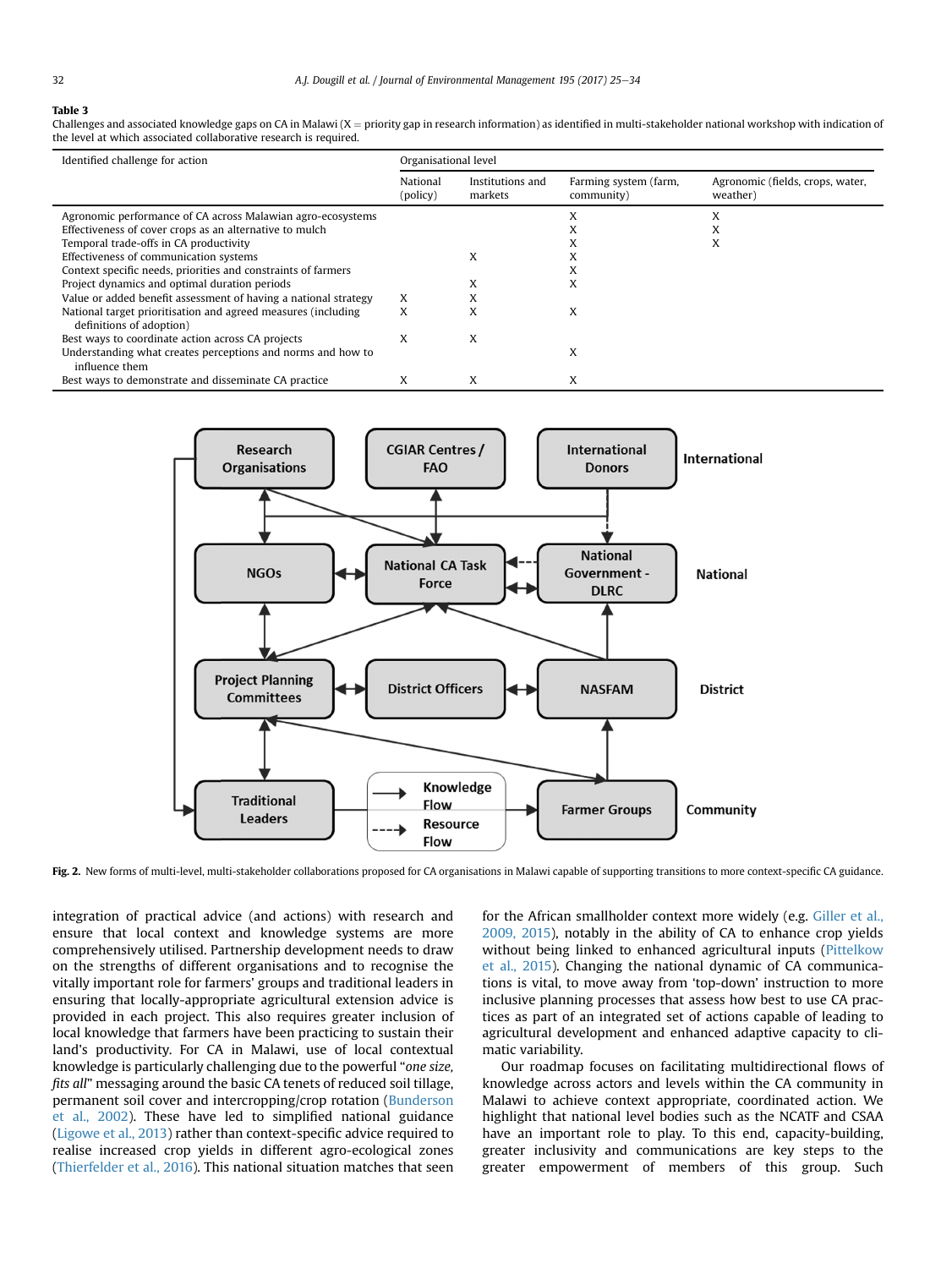**Table 3**
Challenges and associated knowledge gaps on CA in Malawi (X = priority gap in research information) as identified in multi-stakeholder national workshop with indication of the level at which associated collaborative research is required.

| Identified challenge for action | Organisational level | | | |
|---|---|---|---|---|
| | National (policy) | Institutions and markets | Farming system (farm, community) | Agronomic (fields, crops, water, weather) |
| Agronomic performance of CA across Malawian agro-ecosystems | | | X | X |
| Effectiveness of cover crops as an alternative to mulch | | | X | X |
| Temporal trade-offs in CA productivity | | | X | X |
| Effectiveness of communication systems | | X | X | |
| Context specific needs, priorities and constraints of farmers | | | X | |
| Project dynamics and optimal duration periods | | X | X | |
| Value or added benefit assessment of having a national strategy | X | X | | |
| National target prioritisation and agreed measures (including definitions of adoption) | X | X | X | |
| Best ways to coordinate action across CA projects | X | X | | |
| Understanding what creates perceptions and norms and how to influence them | | | X | |
| Best ways to demonstrate and disseminate CA practice | X | X | X | |

**Fig. 2.** New forms of multi-level, multi-stakeholder collaborations proposed for CA organisations in Malawi capable of supporting transitions to more context-specific CA guidance.

integration of practical advice (and actions) with research and ensure that local context and knowledge systems are more comprehensively utilised. Partnership development needs to draw on the strengths of different organisations and to recognise the vitally important role for farmers' groups and traditional leaders in ensuring that locally-appropriate agricultural extension advice is provided in each project. This also requires greater inclusion of local knowledge that farmers have been practicing to sustain their land's productivity. For CA in Malawi, use of local contextual knowledge is particularly challenging due to the powerful "*one size, fits all*" messaging around the basic CA tenets of reduced soil tillage, permanent soil cover and intercropping/crop rotation (Bunderson et al., 2002). These have led to simplified national guidance (Ligowe et al., 2013) rather than context-specific advice required to realise increased crop yields in different agro-ecological zones (Thierfelder et al., 2016). This national situation matches that seen for the African smallholder context more widely (e.g. Giller et al., 2009, 2015), notably in the ability of CA to enhance crop yields without being linked to enhanced agricultural inputs (Pittelkow et al., 2015). Changing the national dynamic of CA communications is vital, to move away from 'top-down' instruction to more inclusive planning processes that assess how best to use CA practices as part of an integrated set of actions capable of leading to agricultural development and enhanced adaptive capacity to climatic variability.

Our roadmap focuses on facilitating multidirectional flows of knowledge across actors and levels within the CA community in Malawi to achieve context appropriate, coordinated action. We highlight that national level bodies such as the NCATF and CSAA have an important role to play. To this end, capacity-building, greater inclusivity and communications are key steps to the greater empowerment of members of this group. Such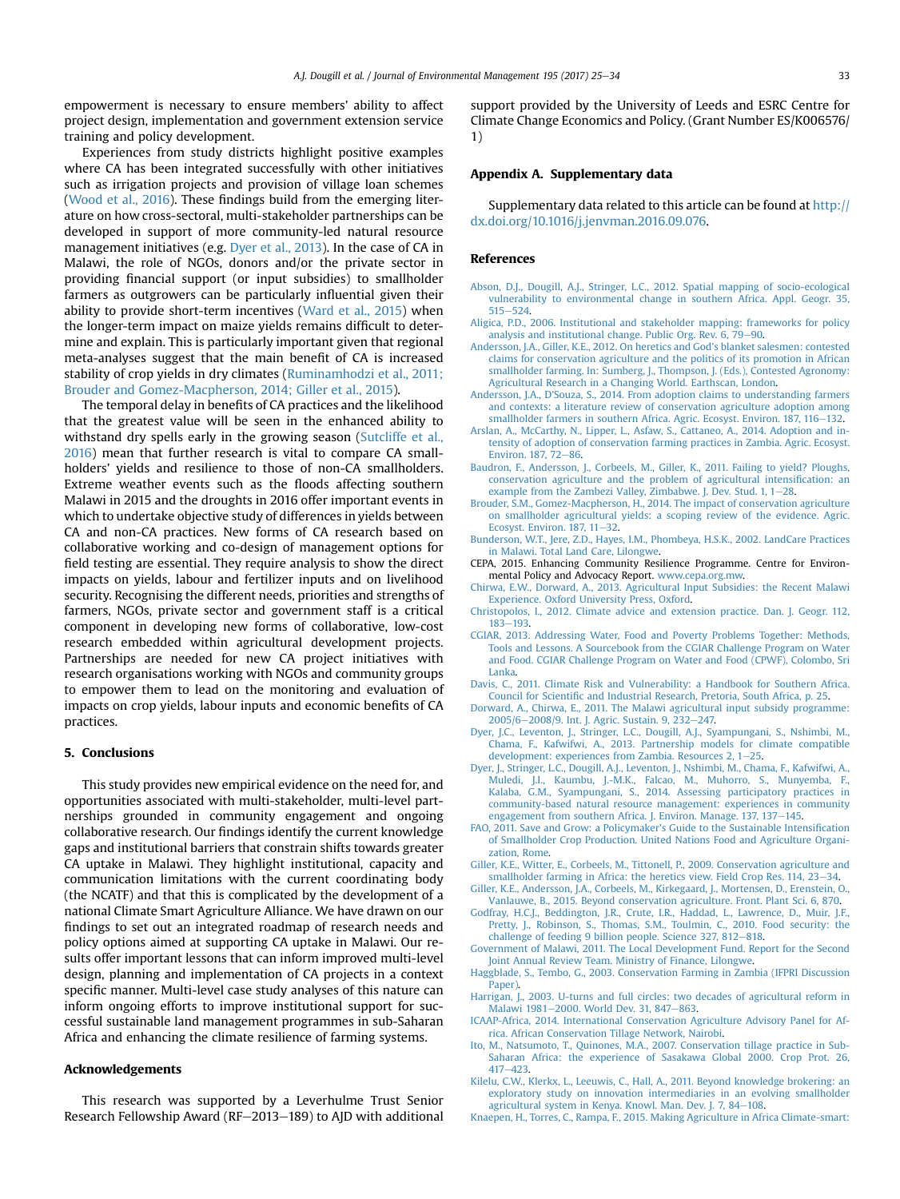empowerment is necessary to ensure members' ability to affect project design, implementation and government extension service training and policy development.

Experiences from study districts highlight positive examples where CA has been integrated successfully with other initiatives such as irrigation projects and provision of village loan schemes (Wood et al., 2016). These findings build from the emerging literature on how cross-sectoral, multi-stakeholder partnerships can be developed in support of more community-led natural resource management initiatives (e.g. Dyer et al., 2013). In the case of CA in Malawi, the role of NGOs, donors and/or the private sector in providing financial support (or input subsidies) to smallholder farmers as outgrowers can be particularly influential given their ability to provide short-term incentives (Ward et al., 2015) when the longer-term impact on maize yields remains difficult to determine and explain. This is particularly important given that regional meta-analyses suggest that the main benefit of CA is increased stability of crop yields in dry climates (Ruminamhodzi et al., 2011; Brouder and Gomez-Macpherson, 2014; Giller et al., 2015).

The temporal delay in benefits of CA practices and the likelihood that the greatest value will be seen in the enhanced ability to withstand dry spells early in the growing season (Sutcliffe et al., 2016) mean that further research is vital to compare CA smallholders' yields and resilience to those of non-CA smallholders. Extreme weather events such as the floods affecting southern Malawi in 2015 and the droughts in 2016 offer important events in which to undertake objective study of differences in yields between CA and non-CA practices. New forms of CA research based on collaborative working and co-design of management options for field testing are essential. They require analysis to show the direct impacts on yields, labour and fertilizer inputs and on livelihood security. Recognising the different needs, priorities and strengths of farmers, NGOs, private sector and government staff is a critical component in developing new forms of collaborative, low-cost research embedded within agricultural development projects. Partnerships are needed for new CA project initiatives with research organisations working with NGOs and community groups to empower them to lead on the monitoring and evaluation of impacts on crop yields, labour inputs and economic benefits of CA practices.

## 5. Conclusions

This study provides new empirical evidence on the need for, and opportunities associated with multi-stakeholder, multi-level partnerships grounded in community engagement and ongoing collaborative research. Our findings identify the current knowledge gaps and institutional barriers that constrain shifts towards greater CA uptake in Malawi. They highlight institutional, capacity and communication limitations with the current coordinating body (the NCATF) and that this is complicated by the development of a national Climate Smart Agriculture Alliance. We have drawn on our findings to set out an integrated roadmap of research needs and policy options aimed at supporting CA uptake in Malawi. Our results offer important lessons that can inform improved multi-level design, planning and implementation of CA projects in a context specific manner. Multi-level case study analyses of this nature can inform ongoing efforts to improve institutional support for successful sustainable land management programmes in sub-Saharan Africa and enhancing the climate resilience of farming systems.

## Acknowledgements

This research was supported by a Leverhulme Trust Senior Research Fellowship Award (RF−2013−189) to AJD with additional support provided by the University of Leeds and ESRC Centre for Climate Change Economics and Policy. (Grant Number ES/K006576/1)

## Appendix A. Supplementary data

Supplementary data related to this article can be found at http://dx.doi.org/10.1016/j.jenvman.2016.09.076.

## References

Abson, D.J., Dougill, A.J., Stringer, L.C., 2012. Spatial mapping of socio-ecological vulnerability to environmental change in southern Africa. Appl. Geogr. 35, 515−524.

Aligica, P.D., 2006. Institutional and stakeholder mapping: frameworks for policy analysis and institutional change. Public Org. Rev. 6, 79−90.

Andersson, J.A., Giller, K.E., 2012. On heretics and God's blanket salesmen: contested claims for conservation agriculture and the politics of its promotion in African smallholder farming. In: Sumberg, J., Thompson, J. (Eds.), Contested Agronomy: Agricultural Research in a Changing World. Earthscan, London.

Andersson, J.A., D'Souza, S., 2014. From adoption claims to understanding farmers and contexts: a literature review of conservation agriculture adoption among smallholder farmers in southern Africa. Agric. Ecosyst. Environ. 187, 116−132.

Arslan, A., McCarthy, N., Lipper, L., Asfaw, S., Cattaneo, A., 2014. Adoption and intensity of adoption of conservation farming practices in Zambia. Agric. Ecosyst. Environ. 187, 72−86.

Baudron, F., Andersson, J., Corbeels, M., Giller, K., 2011. Failing to yield? Ploughs, conservation agriculture and the problem of agricultural intensification: an example from the Zambezi Valley, Zimbabwe. J. Dev. Stud. 1, 1−28.

Brouder, S.M., Gomez-Macpherson, H., 2014. The impact of conservation agriculture on smallholder agricultural yields: a scoping review of the evidence. Agric. Ecosyst. Environ. 187, 11−32.

Bunderson, W.T., Jere, Z.D., Hayes, I.M., Phombeya, H.S.K., 2002. LandCare Practices in Malawi. Total Land Care, Lilongwe.

CEPA, 2015. Enhancing Community Resilience Programme. Centre for Environmental Policy and Advocacy Report. www.cepa.org.mw.

Chirwa, E.W., Dorward, A., 2013. Agricultural Input Subsidies: the Recent Malawi Experience. Oxford University Press, Oxford.

Christopolos, I., 2012. Climate advice and extension practice. Dan. J. Geogr. 112, 183−193.

CGIAR, 2013. Addressing Water, Food and Poverty Problems Together: Methods, Tools and Lessons. A Sourcebook from the CGIAR Challenge Program on Water and Food. CGIAR Challenge Program on Water and Food (CPWF), Colombo, Sri Lanka.

Davis, C., 2011. Climate Risk and Vulnerability: a Handbook for Southern Africa. Council for Scientific and Industrial Research, Pretoria, South Africa, p. 25.

Dorward, A., Chirwa, E., 2011. The Malawi agricultural input subsidy programme: 2005/6−2008/9. Int. J. Agric. Sustain. 9, 232−247.

Dyer, J.C., Leventon, J., Stringer, L.C., Dougill, A.J., Syampungani, S., Nshimbi, M., Chama, F., Kafwifwi, A., 2013. Partnership models for climate compatible development: experiences from Zambia. Resources 2, 1−25.

Dyer, J., Stringer, L.C., Dougill, A.J., Leventon, J., Nshimbi, M., Chama, F., Kafwifwi, A., Muledi, J.I., Kaumbu, J.-M.K., Falcao, M., Muhorro, S., Munyemba, F., Kalaba, G.M., Syampungani, S., 2014. Assessing participatory practices in community-based natural resource management: experiences in community engagement from southern Africa. J. Environ. Manage. 137, 137−145.

FAO, 2011. Save and Grow: a Policymaker's Guide to the Sustainable Intensification of Smallholder Crop Production. United Nations Food and Agriculture Organization, Rome.

Giller, K.E., Witter, E., Corbeels, M., Tittonell, P., 2009. Conservation agriculture and smallholder farming in Africa: the heretics view. Field Crop Res. 114, 23−34.

Giller, K.E., Andersson, J.A., Corbeels, M., Kirkegaard, J., Mortensen, D., Erenstein, O., Vanlauwe, B., 2015. Beyond conservation agriculture. Front. Plant Sci. 6, 870.

Godfray, H.C.J., Beddington, J.R., Crute, I.R., Haddad, L., Lawrence, D., Muir, J.F., Pretty, J., Robinson, S., Thomas, S.M., Toulmin, C., 2010. Food security: the challenge of feeding 9 billion people. Science 327, 812−818.

Government of Malawi, 2011. The Local Development Fund. Report for the Second Joint Annual Review Team. Ministry of Finance, Lilongwe.

Haggblade, S., Tembo, G., 2003. Conservation Farming in Zambia (IFPRI Discussion Paper).

Harrigan, J., 2003. U-turns and full circles: two decades of agricultural reform in Malawi 1981−2000. World Dev. 31, 847−863.

ICAAP-Africa, 2014. International Conservation Agriculture Advisory Panel for Africa. African Conservation Tillage Network, Nairobi.

Ito, M., Natsumoto, T., Quinones, M.A., 2007. Conservation tillage practice in Sub-Saharan Africa: the experience of Sasakawa Global 2000. Crop Prot. 26, 417−423.

Kilelu, C.W., Klerkx, L., Leeuwis, C., Hall, A., 2011. Beyond knowledge brokering: an exploratory study on innovation intermediaries in an evolving smallholder agricultural system in Kenya. Knowl. Man. Dev. J. 7, 84−108.

Knaepen, H., Torres, C., Rampa, F., 2015. Making Agriculture in Africa Climate-smart: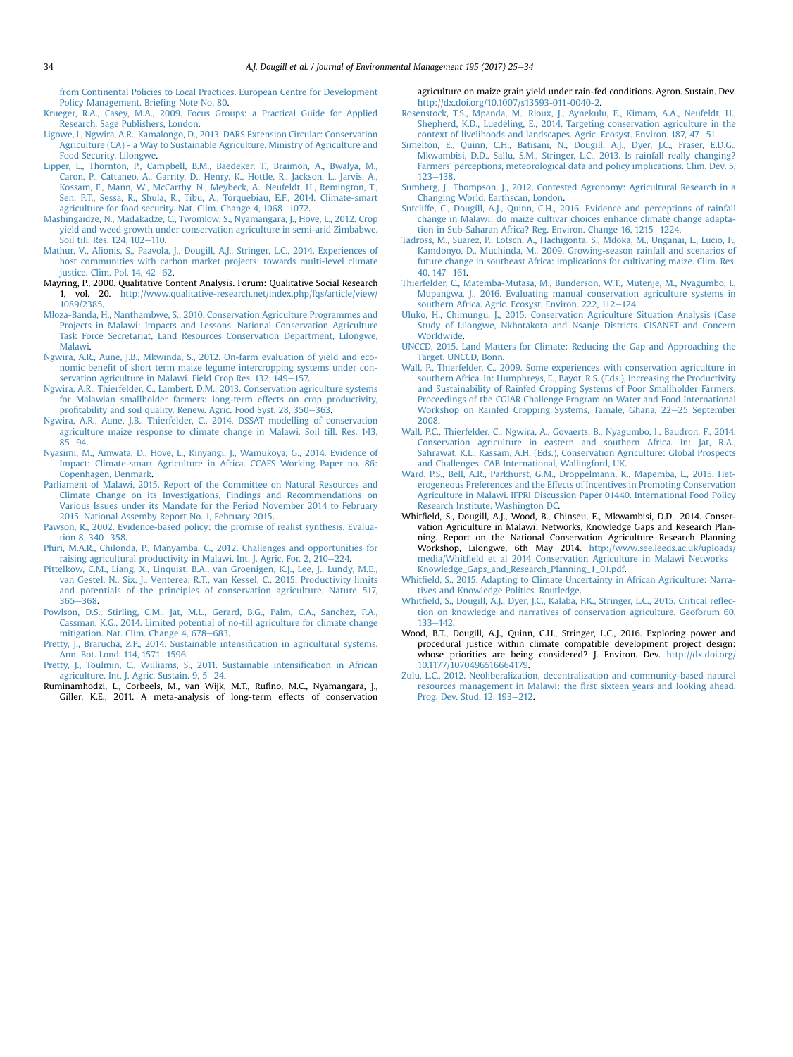from Continental Policies to Local Practices. European Centre for Development Policy Management. Briefing Note No. 80.

Krueger, R.A., Casey, M.A., 2009. Focus Groups: a Practical Guide for Applied Research. Sage Publishers, London.

Ligowe, I., Ngwira, A.R., Kamalongo, D., 2013. DARS Extension Circular: Conservation Agriculture (CA) - a Way to Sustainable Agriculture. Ministry of Agriculture and Food Security, Lilongwe.

Lipper, L., Thornton, P., Campbell, B.M., Baedeker, T., Braimoh, A., Bwalya, M., Caron, P., Cattaneo, A., Garrity, D., Henry, K., Hottle, R., Jackson, L., Jarvis, A., Kossam, F., Mann, W., McCarthy, N., Meybeck, A., Neufeldt, H., Remington, T., Sen, P.T., Sessa, R., Shula, R., Tibu, A., Torquebiau, E.F., 2014. Climate-smart agriculture for food security. Nat. Clim. Change 4, 1068–1072.

Mashingaidze, N., Madakadze, C., Twomlow, S., Nyamangara, J., Hove, L., 2012. Crop yield and weed growth under conservation agriculture in semi-arid Zimbabwe. Soil till. Res. 124, 102–110.

Mathur, V., Afionis, S., Paavola, J., Dougill, A.J., Stringer, L.C., 2014. Experiences of host communities with carbon market projects: towards multi-level climate justice. Clim. Pol. 14, 42–62.

Mayring, P., 2000. Qualitative Content Analysis. Forum: Qualitative Social Research 1, vol. 20. http://www.qualitative-research.net/index.php/fqs/article/view/1089/2385.

Mloza-Banda, H., Nanthambwe, S., 2010. Conservation Agriculture Programmes and Projects in Malawi: Impacts and Lessons. National Conservation Agriculture Task Force Secretariat, Land Resources Conservation Department, Lilongwe, Malawi.

Ngwira, A.R., Aune, J.B., Mkwinda, S., 2012. On-farm evaluation of yield and economic benefit of short term maize legume intercropping systems under conservation agriculture in Malawi. Field Crop Res. 132, 149–157.

Ngwira, A.R., Thierfelder, C., Lambert, D.M., 2013. Conservation agriculture systems for Malawian smallholder farmers: long-term effects on crop productivity, profitability and soil quality. Renew. Agric. Food Syst. 28, 350–363.

Ngwira, A.R., Aune, J.B., Thierfelder, C., 2014. DSSAT modelling of conservation agriculture maize response to climate change in Malawi. Soil till. Res. 143, 85–94.

Nyasimi, M., Amwata, D., Hove, L., Kinyangi, J., Wamukoya, G., 2014. Evidence of Impact: Climate-smart Agriculture in Africa. CCAFS Working Paper no. 86: Copenhagen, Denmark.

Parliament of Malawi, 2015. Report of the Committee on Natural Resources and Climate Change on its Investigations, Findings and Recommendations on Various Issues under its Mandate for the Period November 2014 to February 2015. National Assemby Report No. 1, February 2015.

Pawson, R., 2002. Evidence-based policy: the promise of realist synthesis. Evaluation 8, 340–358.

Phiri, M.A.R., Chilonda, P., Manyamba, C., 2012. Challenges and opportunities for raising agricultural productivity in Malawi. Int. J. Agric. For. 2, 210–224.

Pittelkow, C.M., Liang, X., Linquist, B.A., van Groenigen, K.J., Lee, J., Lundy, M.E., van Gestel, N., Six, J., Venterea, R.T., van Kessel, C., 2015. Productivity limits and potentials of the principles of conservation agriculture. Nature 517, 365–368.

Powlson, D.S., Stirling, C.M., Jat, M.L., Gerard, B.G., Palm, C.A., Sanchez, P.A., Cassman, K.G., 2014. Limited potential of no-till agriculture for climate change mitigation. Nat. Clim. Change 4, 678–683.

Pretty, J., Brarucha, Z.P., 2014. Sustainable intensification in agricultural systems. Ann. Bot. Lond. 114, 1571–1596.

Pretty, J., Toulmin, C., Williams, S., 2011. Sustainable intensification in African agriculture. Int. J. Agric. Sustain. 9, 5–24.

Ruminamhodzi, L., Corbeels, M., van Wijk, M.T., Rufino, M.C., Nyamangara, J., Giller, K.E., 2011. A meta-analysis of long-term effects of conservation agriculture on maize grain yield under rain-fed conditions. Agron. Sustain. Dev. http://dx.doi.org/10.1007/s13593-011-0040-2.

Rosenstock, T.S., Mpanda, M., Rioux, J., Aynekulu, E., Kimaro, A.A., Neufeldt, H., Shepherd, K.D., Luedeling, E., 2014. Targeting conservation agriculture in the context of livelihoods and landscapes. Agric. Ecosyst. Environ. 187, 47–51.

Simelton, E., Quinn, C.H., Batisani, N., Dougill, A.J., Dyer, J.C., Fraser, E.D.G., Mkwambisi, D.D., Sallu, S.M., Stringer, L.C., 2013. Is rainfall really changing? Farmers' perceptions, meteorological data and policy implications. Clim. Dev. 5, 123–138.

Sumberg, J., Thompson, J., 2012. Contested Agronomy: Agricultural Research in a Changing World. Earthscan, London.

Sutcliffe, C., Dougill, A.J., Quinn, C.H., 2016. Evidence and perceptions of rainfall change in Malawi: do maize cultivar choices enhance climate change adaptation in Sub-Saharan Africa? Reg. Environ. Change 16, 1215–1224.

Tadross, M., Suarez, P., Lotsch, A., Hachigonta, S., Mdoka, M., Unganai, L., Lucio, F., Kamdonyo, D., Muchinda, M., 2009. Growing-season rainfall and scenarios of future change in southeast Africa: implications for cultivating maize. Clim. Res. 40, 147–161.

Thierfelder, C., Matemba-Mutasa, M., Bunderson, W.T., Mutenje, M., Nyagumbo, I., Mupangwa, J., 2016. Evaluating manual conservation agriculture systems in southern Africa. Agric. Ecosyst. Environ. 222, 112–124.

Uluko, H., Chimungu, J., 2015. Conservation Agriculture Situation Analysis (Case Study of Lilongwe, Nkhotakota and Nsanje Districts. CISANET and Concern Worldwide.

UNCCD, 2015. Land Matters for Climate: Reducing the Gap and Approaching the Target. UNCCD, Bonn.

Wall, P., Thierfelder, C., 2009. Some experiences with conservation agriculture in southern Africa. In: Humphreys, E., Bayot, R.S. (Eds.), Increasing the Productivity and Sustainability of Rainfed Cropping Systems of Poor Smallholder Farmers, Proceedings of the CGIAR Challenge Program on Water and Food International Workshop on Rainfed Cropping Systems, Tamale, Ghana, 22–25 September 2008.

Wall, P.C., Thierfelder, C., Ngwira, A., Govaerts, B., Nyagumbo, I., Baudron, F., 2014. Conservation agriculture in eastern and southern Africa. In: Jat, R.A., Sahrawat, K.L., Kassam, A.H. (Eds.), Conservation Agriculture: Global Prospects and Challenges. CAB International, Wallingford, UK.

Ward, P.S., Bell, A.R., Parkhurst, G.M., Droppelmann, K., Mapemba, L., 2015. Heterogeneous Preferences and the Effects of Incentives in Promoting Conservation Agriculture in Malawi. IFPRI Discussion Paper 01440. International Food Policy Research Institute, Washington DC.

Whitfield, S.T., Dougill, A.J., Wood, B., Chinseu, E., Mkwambisi, D.D., 2014. Conservation Agriculture in Malawi: Networks, Knowledge Gaps and Research Planning. Report on the National Conservation Agriculture Research Planning Workshop, Lilongwe, 6th May 2014. http://www.see.leeds.ac.uk/uploads/media/Whitfield_et_al_2014_Conservation_Agriculture_in_Malawi_Networks_Knowledge_Gaps_and_Research_Planning_1_01.pdf.

Whitfield, S., 2015. Adapting to Climate Uncertainty in African Agriculture: Narratives and Knowledge Politics. Routledge.

Whitfield, S., Dougill, A.J., Dyer, J.C., Kalaba, F.K., Stringer, L.C., 2015. Critical reflection on knowledge and narratives of conservation agriculture. Geoforum 60, 133–142.

Wood, B.T., Dougill, A.J., Quinn, C.H., Stringer, L.C., 2016. Exploring power and procedural justice within climate compatible development project design: whose priorities are being considered? J. Environ. Dev. http://dx.doi.org/10.1177/1070496516664179.

Zulu, L.C., 2012. Neoliberalization, decentralization and community-based natural resources management in Malawi: the first sixteen years and looking ahead. Prog. Dev. Stud. 12, 193–212.